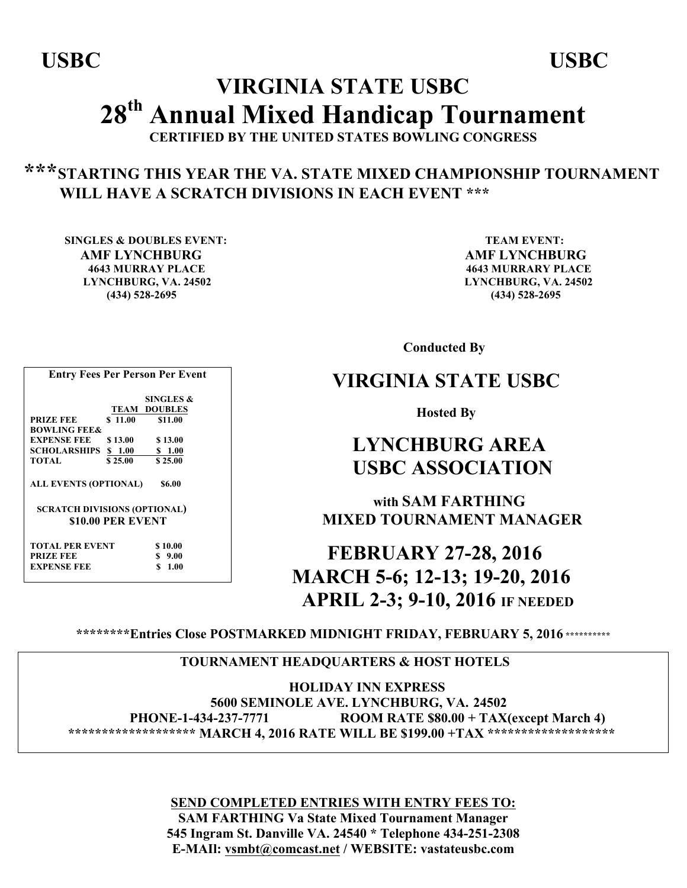**USBC** **USBC**

# VIRGINIA STATE USBC

# 28th Annual Mixed Handicap Tournament

**CERTIFIED BY THE UNITED STATES BOWLING CONGRESS**

**\*\*\*STARTING THIS YEAR THE VA. STATE MIXED CHAMPIONSHIP TOURNAMENT WILL HAVE A SCRATCH DIVISIONS IN EACH EVENT \*\*\***

**SINGLES & DOUBLES EVENT:**
**AMF LYNCHBURG**
**4643 MURRAY PLACE**
**LYNCHBURG, VA. 24502**
**(434) 528-2695**

**TEAM EVENT:**
**AMF LYNCHBURG**
**4643 MURRARY PLACE**
**LYNCHBURG, VA. 24502**
**(434) 528-2695**

**Entry Fees Per Person Per Event**

| | TEAM | SINGLES & DOUBLES |
|---|---|---|
| PRIZE FEE | $ 11.00 | $11.00 |
| BOWLING FEE& EXPENSE FEE | $ 13.00 | $ 13.00 |
| SCHOLARSHIPS | $ 1.00 | $ 1.00 |
| TOTAL | $ 25.00 | $ 25.00 |
| ALL EVENTS (OPTIONAL) | | $6.00 |

**SCRATCH DIVISIONS (OPTIONAL)**
**$10.00 PER EVENT**

| | |
|---|---|
| TOTAL PER EVENT | $ 10.00 |
| PRIZE FEE | $ 9.00 |
| EXPENSE FEE | $ 1.00 |

**Conducted By**

## VIRGINIA STATE USBC

**Hosted By**

## LYNCHBURG AREA USBC ASSOCIATION

**with SAM FARTHING**
**MIXED TOURNAMENT MANAGER**

## FEBRUARY 27-28, 2016
## MARCH 5-6; 12-13; 19-20, 2016
## APRIL 2-3; 9-10, 2016 IF NEEDED

**\*\*\*\*\*\*\*\*Entries Close POSTMARKED MIDNIGHT FRIDAY, FEBRUARY 5, 2016 \*\*\*\*\*\*\*\*\*\***

**TOURNAMENT HEADQUARTERS & HOST HOTELS**

**HOLIDAY INN EXPRESS**
**5600 SEMINOLE AVE. LYNCHBURG, VA. 24502**
**PHONE-1-434-237-7771 ROOM RATE $80.00 + TAX(except March 4)**
**\*\*\*\*\*\*\*\*\*\*\*\*\*\*\*\*\*\*\* MARCH 4, 2016 RATE WILL BE $199.00 +TAX \*\*\*\*\*\*\*\*\*\*\*\*\*\*\*\*\*\*\***

**SEND COMPLETED ENTRIES WITH ENTRY FEES TO:**
**SAM FARTHING Va State Mixed Tournament Manager**
**545 Ingram St. Danville VA. 24540 * Telephone 434-251-2308**
**E-MAIl: vsmbt@comcast.net / WEBSITE: vastateusbc.com**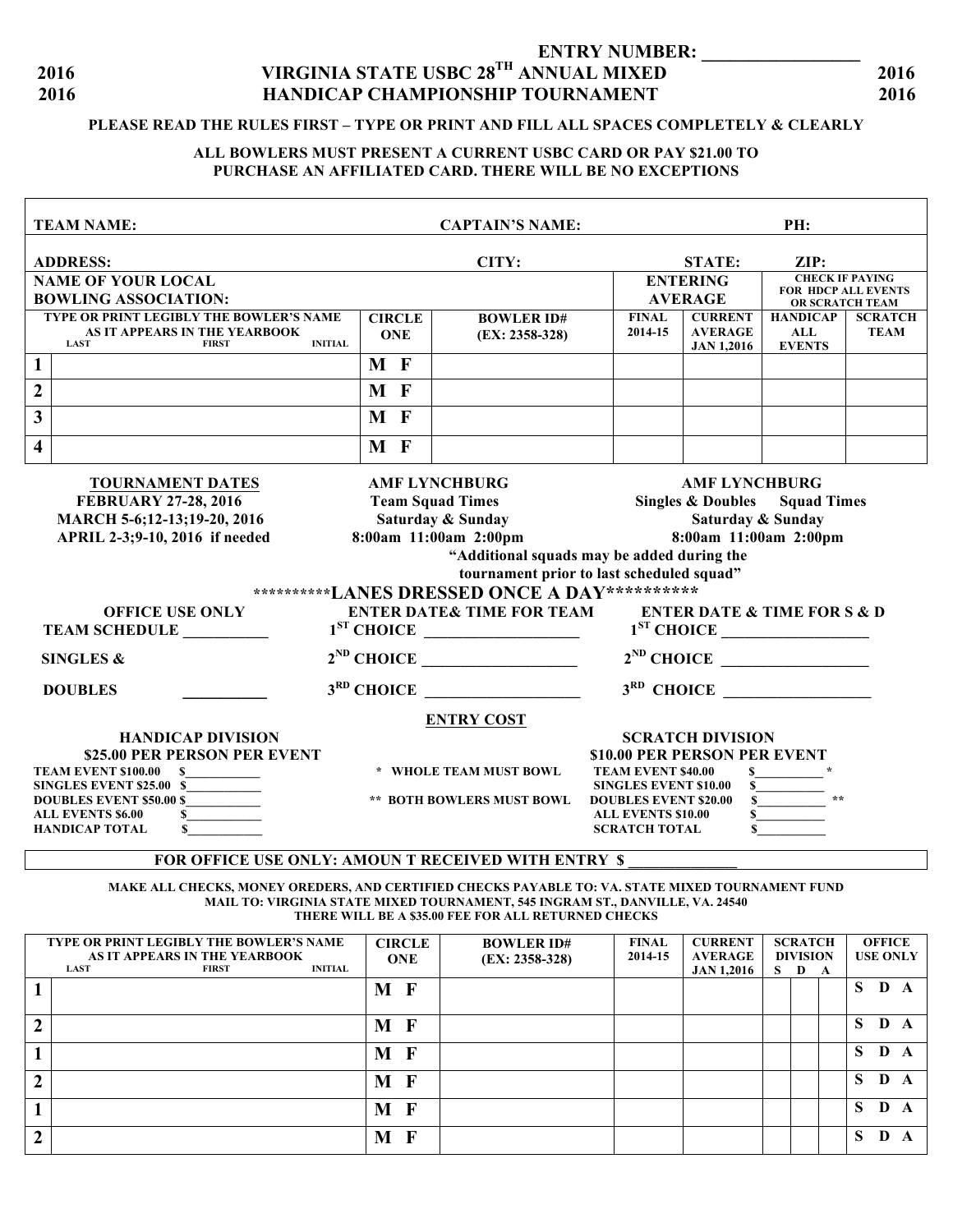ENTRY NUMBER: _________________

2016 **VIRGINIA STATE USBC 28TH ANNUAL MIXED** 2016
2016 **HANDICAP CHAMPIONSHIP TOURNAMENT** 2016

**PLEASE READ THE RULES FIRST – TYPE OR PRINT AND FILL ALL SPACES COMPLETELY & CLEARLY**

**ALL BOWLERS MUST PRESENT A CURRENT USBC CARD OR PAY $21.00 TO PURCHASE AN AFFILIATED CARD. THERE WILL BE NO EXCEPTIONS**

| TEAM NAME: | | CAPTAIN'S NAME: | | | PH: | |
|---|---|---|---|---|---|---|
| ADDRESS: | | CITY: | | STATE: | ZIP: | |
| NAME OF YOUR LOCAL BOWLING ASSOCIATION: | | | ENTERING AVERAGE | | CHECK IF PAYING FOR HDCP ALL EVENTS OR SCRATCH TEAM | |
| TYPE OR PRINT LEGIBLY THE BOWLER'S NAME AS IT APPEARS IN THE YEARBOOK (LAST FIRST INITIAL) | CIRCLE ONE | BOWLER ID# (EX: 2358-328) | FINAL 2014-15 | CURRENT AVERAGE JAN 1,2016 | HANDICAP ALL EVENTS | SCRATCH TEAM |
| 1 | M F | | | | | |
| 2 | M F | | | | | |
| 3 | M F | | | | | |
| 4 | M F | | | | | |

**TOURNAMENT DATES**
**FEBRUARY 27-28, 2016**
**MARCH 5-6;12-13;19-20, 2016**
**APRIL 2-3;9-10, 2016 if needed**

**AMF LYNCHBURG**
**Team Squad Times**
**Saturday & Sunday**
**8:00am 11:00am 2:00pm**

**AMF LYNCHBURG**
**Singles & Doubles Squad Times**
**Saturday & Sunday**
**8:00am 11:00am 2:00pm**

**"Additional squads may be added during the tournament prior to last scheduled squad"**

**\*\*\*\*\*\*\*\*\*\*LANES DRESSED ONCE A DAY\*\*\*\*\*\*\*\*\*\***

| OFFICE USE ONLY | ENTER DATE& TIME FOR TEAM | ENTER DATE & TIME FOR S & D |
|---|---|---|
| TEAM SCHEDULE __________ | 1ST CHOICE ___________________ | 1ST CHOICE __________________ |
| SINGLES & | 2ND CHOICE ___________________ | 2ND CHOICE __________________ |
| DOUBLES __________ | 3RD CHOICE ___________________ | 3RD CHOICE __________________ |

**ENTRY COST**

| HANDICAP DIVISION $25.00 PER PERSON PER EVENT | | | SCRATCH DIVISION $10.00 PER PERSON PER EVENT | |
|---|---|---|---|---|
| TEAM EVENT $100.00 | $___________ | * WHOLE TEAM MUST BOWL | TEAM EVENT $40.00 | $__________ * |
| SINGLES EVENT $25.00 | $___________ | | SINGLES EVENT $10.00 | $__________ |
| DOUBLES EVENT $50.00 | $___________ | ** BOTH BOWLERS MUST BOWL | DOUBLES EVENT $20.00 | $__________ ** |
| ALL EVENTS $6.00 | $___________ | | ALL EVENTS $10.00 | $__________ |
| HANDICAP TOTAL | $___________ | | SCRATCH TOTAL | $__________ |

**FOR OFFICE USE ONLY: AMOUN T RECEIVED WITH ENTRY $ _____________**

**MAKE ALL CHECKS, MONEY OREDERS, AND CERTIFIED CHECKS PAYABLE TO: VA. STATE MIXED TOURNAMENT FUND**
**MAIL TO: VIRGINIA STATE MIXED TOURNAMENT, 545 INGRAM ST., DANVILLE, VA. 24540**
**THERE WILL BE A $35.00 FEE FOR ALL RETURNED CHECKS**

| TYPE OR PRINT LEGIBLY THE BOWLER'S NAME AS IT APPEARS IN THE YEARBOOK (LAST FIRST INITIAL) | CIRCLE ONE | BOWLER ID# (EX: 2358-328) | FINAL 2014-15 | CURRENT AVERAGE JAN 1,2016 | SCRATCH DIVISION S | D | A | OFFICE USE ONLY |
|---|---|---|---|---|---|---|---|---|
| 1 | M F | | | | | | | S D A |
| 2 | M F | | | | | | | S D A |
| 1 | M F | | | | | | | S D A |
| 2 | M F | | | | | | | S D A |
| 1 | M F | | | | | | | S D A |
| 2 | M F | | | | | | | S D A |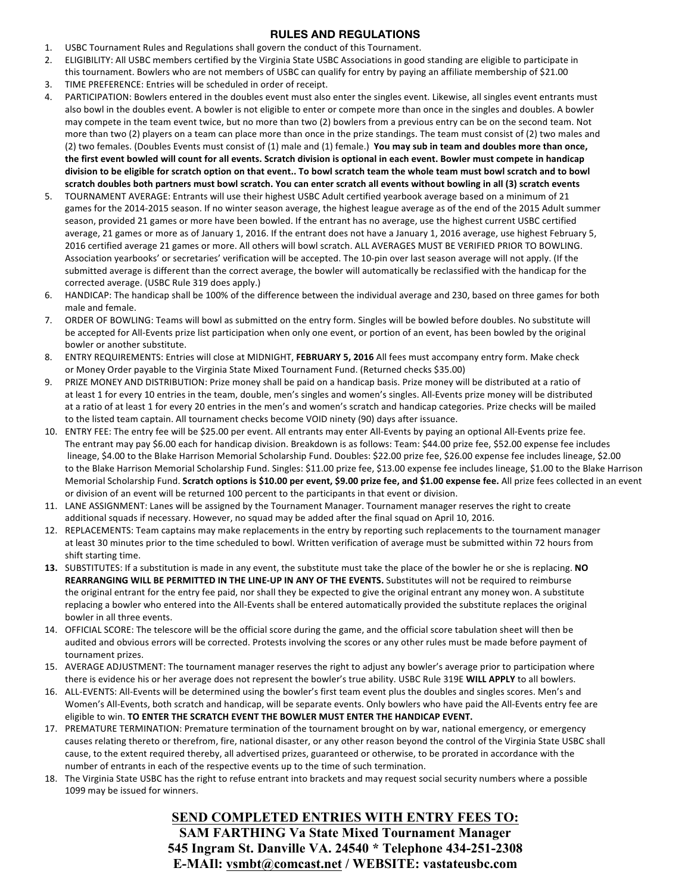## RULES AND REGULATIONS

1. USBC Tournament Rules and Regulations shall govern the conduct of this Tournament.
2. ELIGIBILITY: All USBC members certified by the Virginia State USBC Associations in good standing are eligible to participate in this tournament. Bowlers who are not members of USBC can qualify for entry by paying an affiliate membership of $21.00
3. TIME PREFERENCE: Entries will be scheduled in order of receipt.
4. PARTICIPATION: Bowlers entered in the doubles event must also enter the singles event. Likewise, all singles event entrants must also bowl in the doubles event. A bowler is not eligible to enter or compete more than once in the singles and doubles. A bowler may compete in the team event twice, but no more than two (2) bowlers from a previous entry can be on the second team. Not more than two (2) players on a team can place more than once in the prize standings. The team must consist of (2) two males and (2) two females. (Doubles Events must consist of (1) male and (1) female.) **You may sub in team and doubles more than once, the first event bowled will count for all events. Scratch division is optional in each event. Bowler must compete in handicap division to be eligible for scratch option on that event.. To bowl scratch team the whole team must bowl scratch and to bowl scratch doubles both partners must bowl scratch. You can enter scratch all events without bowling in all (3) scratch events**
5. TOURNAMENT AVERAGE: Entrants will use their highest USBC Adult certified yearbook average based on a minimum of 21 games for the 2014-2015 season. If no winter season average, the highest league average as of the end of the 2015 Adult summer season, provided 21 games or more have been bowled. If the entrant has no average, use the highest current USBC certified average, 21 games or more as of January 1, 2016. If the entrant does not have a January 1, 2016 average, use highest February 5, 2016 certified average 21 games or more. All others will bowl scratch. ALL AVERAGES MUST BE VERIFIED PRIOR TO BOWLING. Association yearbooks' or secretaries' verification will be accepted. The 10-pin over last season average will not apply. (If the submitted average is different than the correct average, the bowler will automatically be reclassified with the handicap for the corrected average. (USBC Rule 319 does apply.)
6. HANDICAP: The handicap shall be 100% of the difference between the individual average and 230, based on three games for both male and female.
7. ORDER OF BOWLING: Teams will bowl as submitted on the entry form. Singles will be bowled before doubles. No substitute will be accepted for All-Events prize list participation when only one event, or portion of an event, has been bowled by the original bowler or another substitute.
8. ENTRY REQUIREMENTS: Entries will close at MIDNIGHT, **FEBRUARY 5, 2016** All fees must accompany entry form. Make check or Money Order payable to the Virginia State Mixed Tournament Fund. (Returned checks $35.00)
9. PRIZE MONEY AND DISTRIBUTION: Prize money shall be paid on a handicap basis. Prize money will be distributed at a ratio of at least 1 for every 10 entries in the team, double, men's singles and women's singles. All-Events prize money will be distributed at a ratio of at least 1 for every 20 entries in the men's and women's scratch and handicap categories. Prize checks will be mailed to the listed team captain. All tournament checks become VOID ninety (90) days after issuance.
10. ENTRY FEE: The entry fee will be $25.00 per event. All entrants may enter All-Events by paying an optional All-Events prize fee. The entrant may pay $6.00 each for handicap division. Breakdown is as follows: Team: $44.00 prize fee, $52.00 expense fee includes lineage, $4.00 to the Blake Harrison Memorial Scholarship Fund. Doubles: $22.00 prize fee, $26.00 expense fee includes lineage, $2.00 to the Blake Harrison Memorial Scholarship Fund. Singles: $11.00 prize fee, $13.00 expense fee includes lineage, $1.00 to the Blake Harrison Memorial Scholarship Fund. **Scratch options is $10.00 per event, $9.00 prize fee, and $1.00 expense fee.** All prize fees collected in an event or division of an event will be returned 100 percent to the participants in that event or division.
11. LANE ASSIGNMENT: Lanes will be assigned by the Tournament Manager. Tournament manager reserves the right to create additional squads if necessary. However, no squad may be added after the final squad on April 10, 2016.
12. REPLACEMENTS: Team captains may make replacements in the entry by reporting such replacements to the tournament manager at least 30 minutes prior to the time scheduled to bowl. Written verification of average must be submitted within 72 hours from shift starting time.
13. SUBSTITUTES: If a substitution is made in any event, the substitute must take the place of the bowler he or she is replacing. **NO REARRANGING WILL BE PERMITTED IN THE LINE-UP IN ANY OF THE EVENTS.** Substitutes will not be required to reimburse the original entrant for the entry fee paid, nor shall they be expected to give the original entrant any money won. A substitute replacing a bowler who entered into the All-Events shall be entered automatically provided the substitute replaces the original bowler in all three events.
14. OFFICIAL SCORE: The telescore will be the official score during the game, and the official score tabulation sheet will then be audited and obvious errors will be corrected. Protests involving the scores or any other rules must be made before payment of tournament prizes.
15. AVERAGE ADJUSTMENT: The tournament manager reserves the right to adjust any bowler's average prior to participation where there is evidence his or her average does not represent the bowler's true ability. USBC Rule 319E **WILL APPLY** to all bowlers.
16. ALL-EVENTS: All-Events will be determined using the bowler's first team event plus the doubles and singles scores. Men's and Women's All-Events, both scratch and handicap, will be separate events. Only bowlers who have paid the All-Events entry fee are eligible to win. **TO ENTER THE SCRATCH EVENT THE BOWLER MUST ENTER THE HANDICAP EVENT.**
17. PREMATURE TERMINATION: Premature termination of the tournament brought on by war, national emergency, or emergency causes relating thereto or therefrom, fire, national disaster, or any other reason beyond the control of the Virginia State USBC shall cause, to the extent required thereby, all advertised prizes, guaranteed or otherwise, to be prorated in accordance with the number of entrants in each of the respective events up to the time of such termination.
18. The Virginia State USBC has the right to refuse entrant into brackets and may request social security numbers where a possible 1099 may be issued for winners.

**SEND COMPLETED ENTRIES WITH ENTRY FEES TO:**
**SAM FARTHING Va State Mixed Tournament Manager**
**545 Ingram St. Danville VA. 24540 * Telephone 434-251-2308**
**E-MAIl: vsmbt@comcast.net / WEBSITE: vastateusbc.com**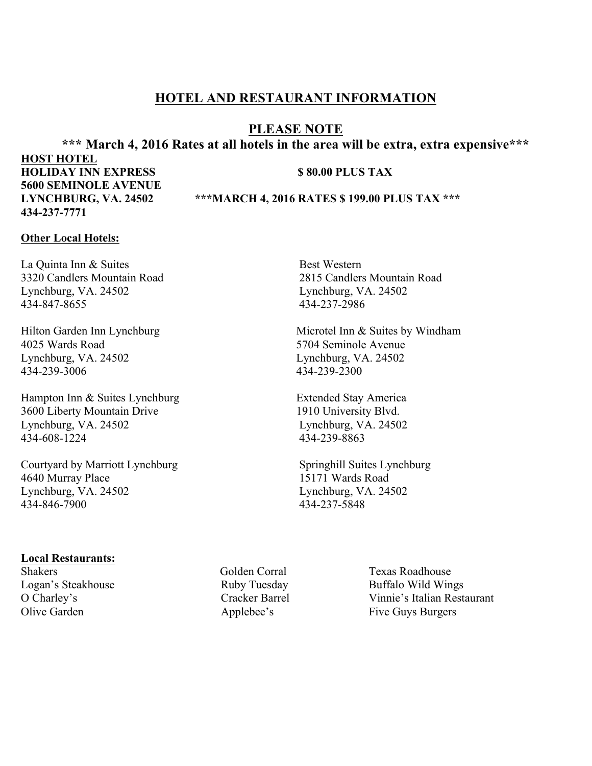## HOTEL AND RESTAURANT INFORMATION

## PLEASE NOTE

### *** March 4, 2016 Rates at all hotels in the area will be extra, extra expensive***

**HOST HOTEL**

**HOLIDAY INN EXPRESS** **$ 80.00 PLUS TAX**
**5600 SEMINOLE AVENUE**
**LYNCHBURG, VA. 24502** ***MARCH 4, 2016 RATES $ 199.00 PLUS TAX *****
**434-237-7771**

**Other Local Hotels:**

La Quinta Inn & Suites
3320 Candlers Mountain Road
Lynchburg, VA. 24502
434-847-8655

Best Western
2815 Candlers Mountain Road
Lynchburg, VA. 24502
434-237-2986

Hilton Garden Inn Lynchburg
4025 Wards Road
Lynchburg, VA. 24502
434-239-3006

Microtel Inn & Suites by Windham
5704 Seminole Avenue
Lynchburg, VA. 24502
434-239-2300

Hampton Inn & Suites Lynchburg
3600 Liberty Mountain Drive
Lynchburg, VA. 24502
434-608-1224

Extended Stay America
1910 University Blvd.
Lynchburg, VA. 24502
434-239-8863

Courtyard by Marriott Lynchburg
4640 Murray Place
Lynchburg, VA. 24502
434-846-7900

Springhill Suites Lynchburg
15171 Wards Road
Lynchburg, VA. 24502
434-237-5848

**Local Restaurants:**

| | | |
|---|---|---|
| Shakers | Golden Corral | Texas Roadhouse |
| Logan's Steakhouse | Ruby Tuesday | Buffalo Wild Wings |
| O Charley's | Cracker Barrel | Vinnie's Italian Restaurant |
| Olive Garden | Applebee's | Five Guys Burgers |